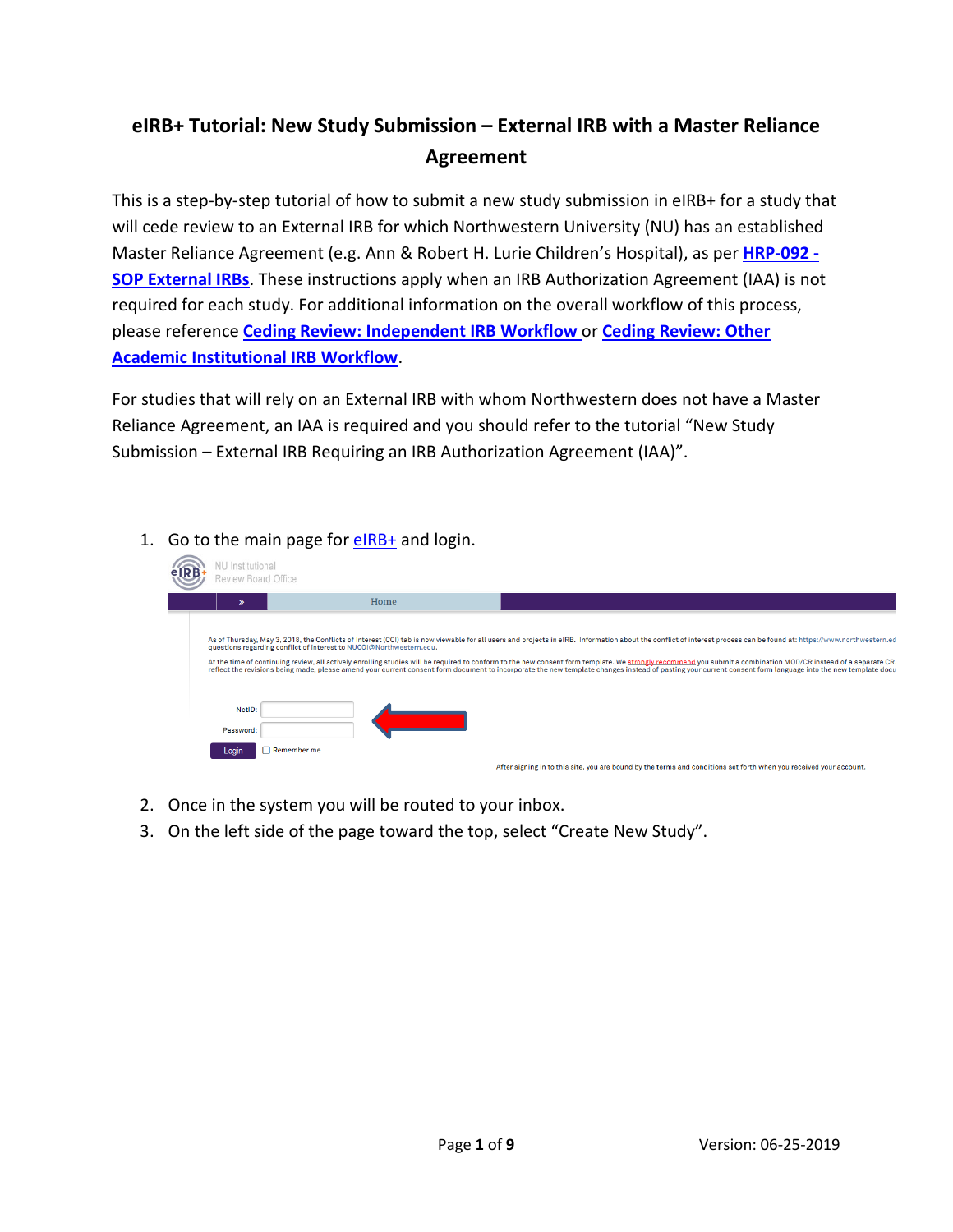# eIRB+ Tutorial: New Study Submission – External IRB with a Master Reliance Agreement

This is a step-by-step tutorial of how to submit a new study submission in eIRB+ for a study that will cede review to an External IRB for which Northwestern University (NU) has an established Master Reliance Agreement (e.g. Ann & Robert H. Lurie Children's Hospital), as per **HRP-092 - SOP External IRBs**. These instructions apply when an IRB Authorization Agreement (IAA) is not required for each study. For additional information on the overall workflow of this process, please reference **Ceding Review: Independent IRB Workflow** or **Ceding Review: Other Academic Institutional IRB Workflow**.

For studies that will rely on an External IRB with whom Northwestern does not have a Master Reliance Agreement, an IAA is required and you should refer to the tutorial "New Study Submission – External IRB Requiring an IRB Authorization Agreement (IAA)".

1. Go to the main page for eIRB+ and login.
2. Once in the system you will be routed to your inbox.
3. On the left side of the page toward the top, select "Create New Study".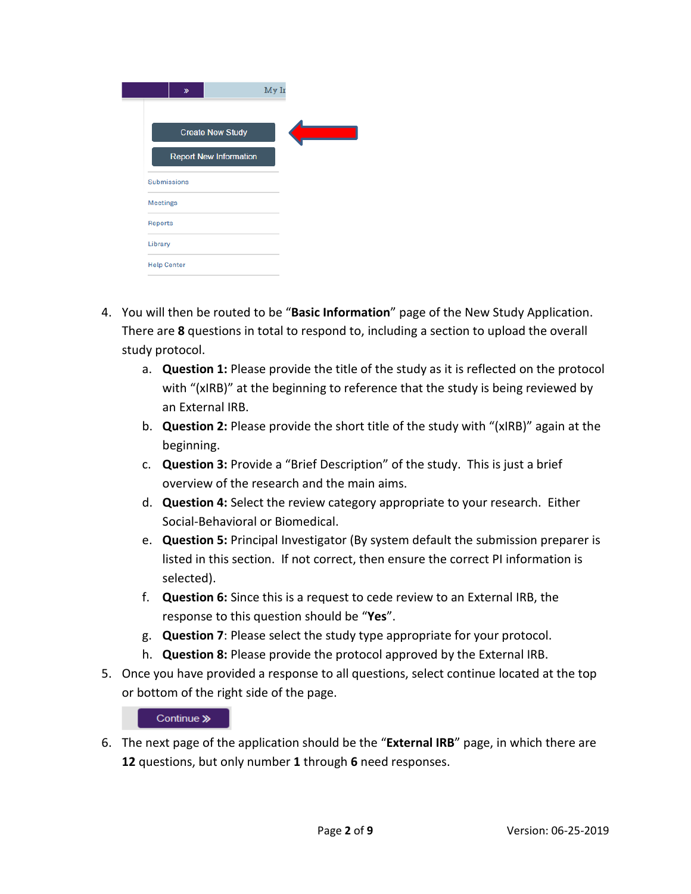4. You will then be routed to be "**Basic Information**" page of the New Study Application. There are **8** questions in total to respond to, including a section to upload the overall study protocol.
    a. **Question 1:** Please provide the title of the study as it is reflected on the protocol with "(xIRB)" at the beginning to reference that the study is being reviewed by an External IRB.
    b. **Question 2:** Please provide the short title of the study with "(xIRB)" again at the beginning.
    c. **Question 3:** Provide a "Brief Description" of the study. This is just a brief overview of the research and the main aims.
    d. **Question 4:** Select the review category appropriate to your research. Either Social-Behavioral or Biomedical.
    e. **Question 5:** Principal Investigator (By system default the submission preparer is listed in this section. If not correct, then ensure the correct PI information is selected).
    f. **Question 6:** Since this is a request to cede review to an External IRB, the response to this question should be "**Yes**".
    g. **Question 7**: Please select the study type appropriate for your protocol.
    h. **Question 8:** Please provide the protocol approved by the External IRB.
5. Once you have provided a response to all questions, select continue located at the top or bottom of the right side of the page.
6. The next page of the application should be the "**External IRB**" page, in which there are **12** questions, but only number **1** through **6** need responses.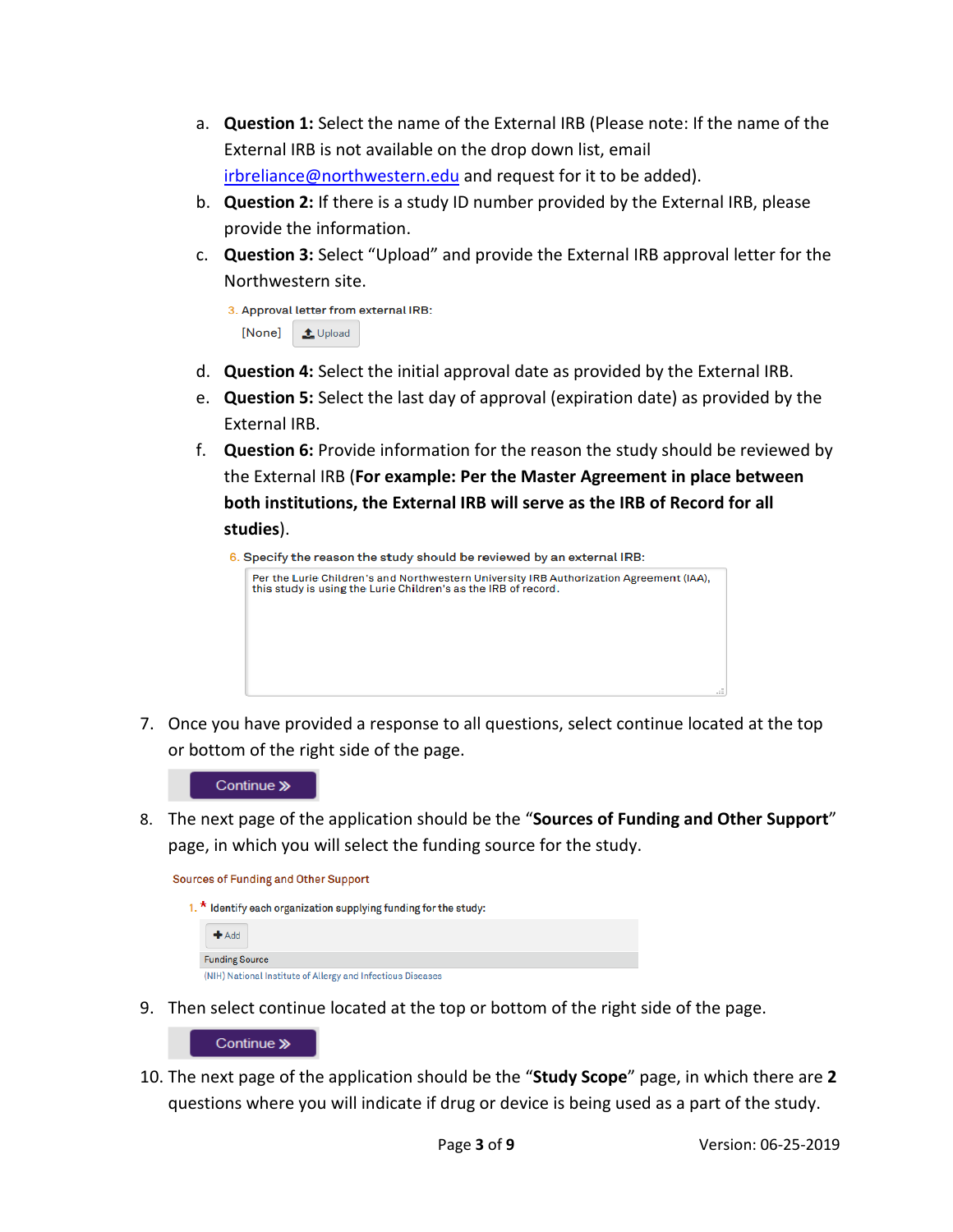a. **Question 1:** Select the name of the External IRB (Please note: If the name of the External IRB is not available on the drop down list, email irbreliance@northwestern.edu and request for it to be added).

b. **Question 2:** If there is a study ID number provided by the External IRB, please provide the information.

c. **Question 3:** Select "Upload" and provide the External IRB approval letter for the Northwestern site.

   3. Approval letter from external IRB:
   [None] Upload

d. **Question 4:** Select the initial approval date as provided by the External IRB.

e. **Question 5:** Select the last day of approval (expiration date) as provided by the External IRB.

f. **Question 6:** Provide information for the reason the study should be reviewed by the External IRB (**For example: Per the Master Agreement in place between both institutions, the External IRB will serve as the IRB of Record for all studies**).

   6. Specify the reason the study should be reviewed by an external IRB:
   Per the Lurie Children's and Northwestern University IRB Authorization Agreement (IAA), this study is using the Lurie Children's as the IRB of record.

7. Once you have provided a response to all questions, select continue located at the top or bottom of the right side of the page.

   Continue »

8. The next page of the application should be the "**Sources of Funding and Other Support**" page, in which you will select the funding source for the study.

   Sources of Funding and Other Support

   1. * Identify each organization supplying funding for the study:

   Add

   | Funding Source |
   | --- |
   | (NIH) National Institute of Allergy and Infectious Diseases |

9. Then select continue located at the top or bottom of the right side of the page.

   Continue »

10. The next page of the application should be the "**Study Scope**" page, in which there are **2** questions where you will indicate if drug or device is being used as a part of the study.

Version: 06-25-2019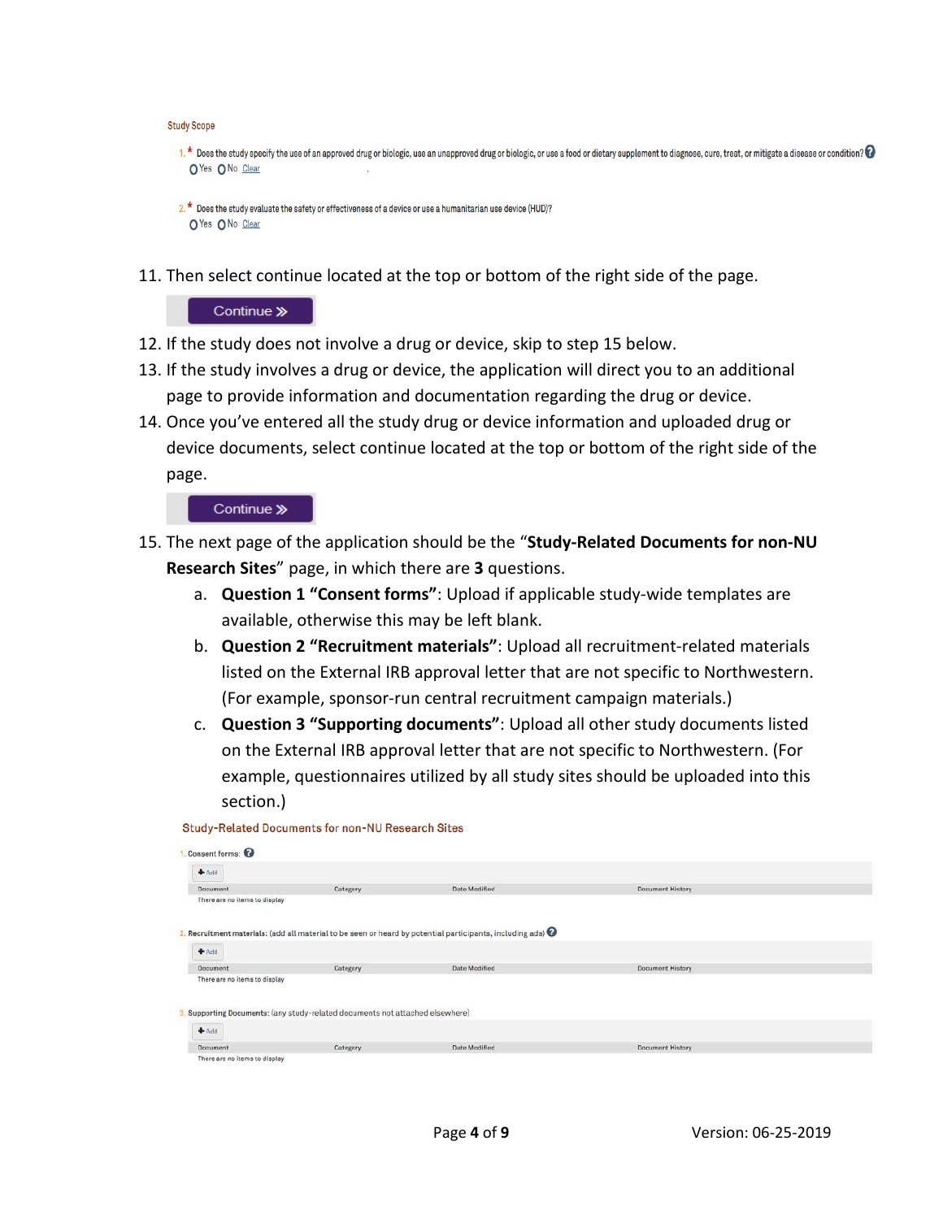Study Scope

1.* Does the study specify the use of an approved drug or biologic, use an unapproved drug or biologic, or use a food or dietary supplement to diagnose, cure, treat, or mitigate a disease or condition?

Yes No Clear

2.* Does the study evaluate the safety or effectiveness of a device or use a humanitarian use device (HUD)?

Yes No Clear

11. Then select continue located at the top or bottom of the right side of the page.

Continue »

12. If the study does not involve a drug or device, skip to step 15 below.
13. If the study involves a drug or device, the application will direct you to an additional page to provide information and documentation regarding the drug or device.
14. Once you've entered all the study drug or device information and uploaded drug or device documents, select continue located at the top or bottom of the right side of the page.

Continue »

15. The next page of the application should be the "**Study-Related Documents for non-NU Research Sites**" page, in which there are **3** questions.
    a. **Question 1 "Consent forms"**: Upload if applicable study-wide templates are available, otherwise this may be left blank.
    b. **Question 2 "Recruitment materials"**: Upload all recruitment-related materials listed on the External IRB approval letter that are not specific to Northwestern. (For example, sponsor-run central recruitment campaign materials.)
    c. **Question 3 "Supporting documents"**: Upload all other study documents listed on the External IRB approval letter that are not specific to Northwestern. (For example, questionnaires utilized by all study sites should be uploaded into this section.)

Study-Related Documents for non-NU Research Sites

1. Consent forms:

+ Add

| Document | Category | Date Modified | Document History |
|---|---|---|---|
| There are no items to display | | | |

2. Recruitment materials: (add all material to be seen or heard by potential participants, including ads)

+ Add

| Document | Category | Date Modified | Document History |
|---|---|---|---|
| There are no items to display | | | |

3. Supporting Documents: (any study-related documents not attached elsewhere)

+ Add

| Document | Category | Date Modified | Document History |
|---|---|---|---|
| There are no items to display | | | |

Version: 06-25-2019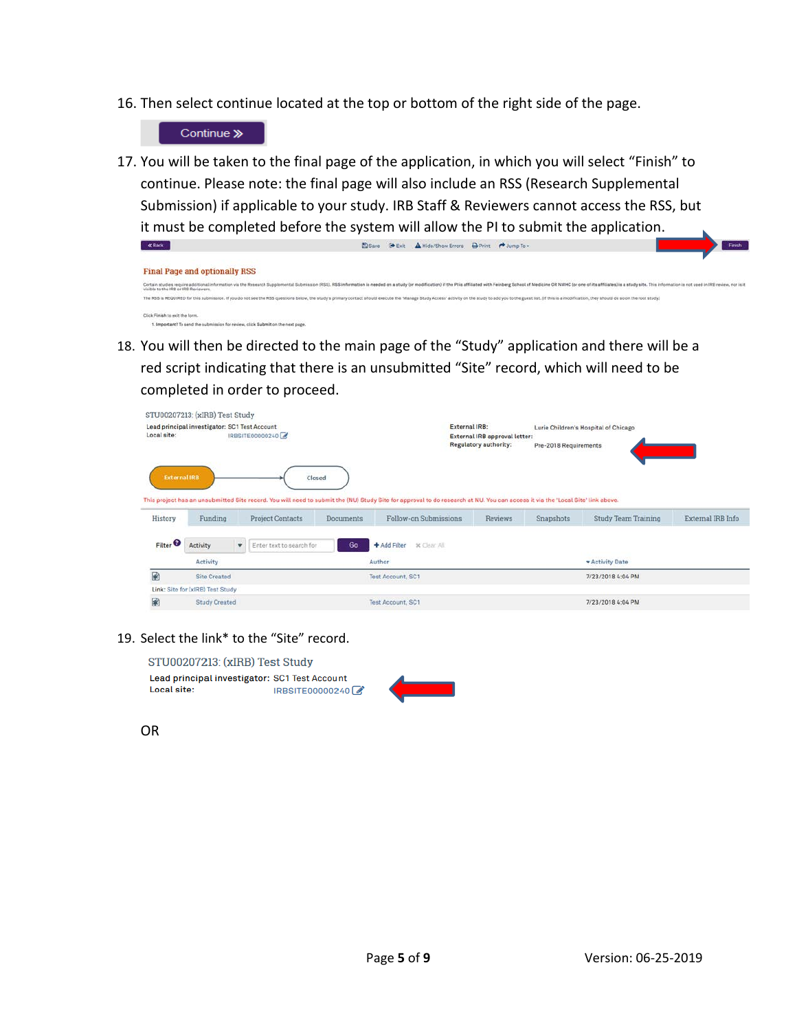16. Then select continue located at the top or bottom of the right side of the page.

Continue »

17. You will be taken to the final page of the application, in which you will select “Finish” to continue. Please note: the final page will also include an RSS (Research Supplemental Submission) if applicable to your study. IRB Staff & Reviewers cannot access the RSS, but it must be completed before the system will allow the PI to submit the application.

18. You will then be directed to the main page of the “Study” application and there will be a red script indicating that there is an unsubmitted “Site” record, which will need to be completed in order to proceed.

19. Select the link* to the “Site” record.

STU00207213: (xIRB) Test Study
Lead principal investigator: SC1 Test Account
Local site: IRBSITE00000240

OR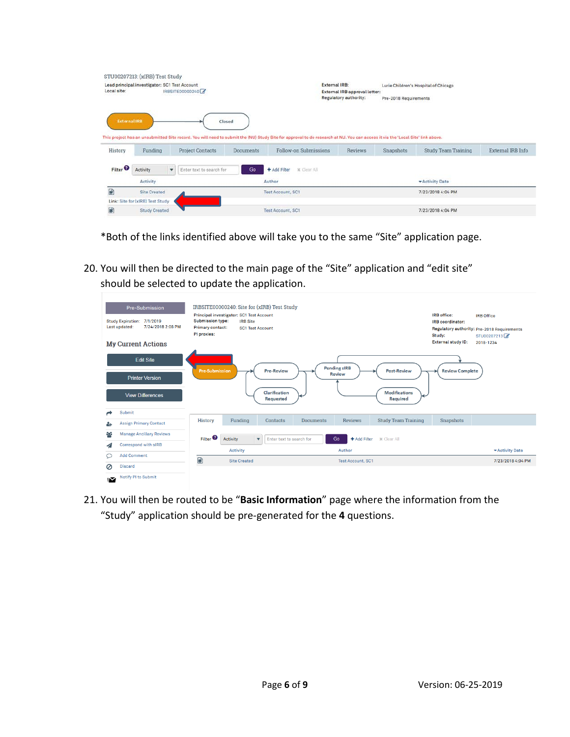*Both of the links identified above will take you to the same "Site" application page.

20. You will then be directed to the main page of the "Site" application and "edit site" should be selected to update the application.

21. You will then be routed to be "**Basic Information**" page where the information from the "Study" application should be pre-generated for the **4** questions.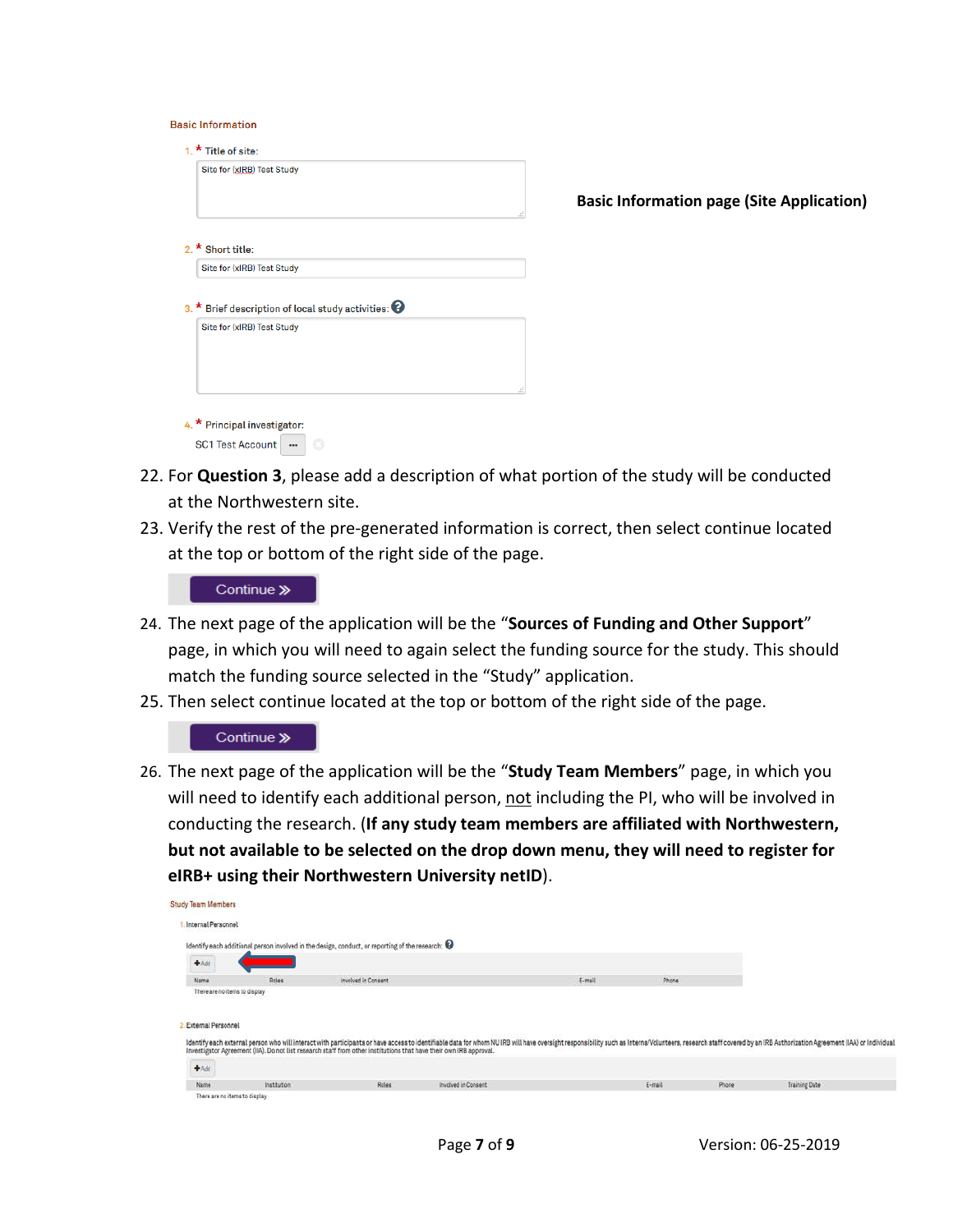Basic Information

1. * Title of site:

Site for (xIRB) Test Study

**Basic Information page (Site Application)**

2. * Short title:

Site for (xIRB) Test Study

3. * Brief description of local study activities:

Site for (xIRB) Test Study

4. * Principal investigator:

SC1 Test Account

22. For **Question 3**, please add a description of what portion of the study will be conducted at the Northwestern site.
23. Verify the rest of the pre-generated information is correct, then select continue located at the top or bottom of the right side of the page.

Continue »

24. The next page of the application will be the "**Sources of Funding and Other Support**" page, in which you will need to again select the funding source for the study. This should match the funding source selected in the "Study" application.
25. Then select continue located at the top or bottom of the right side of the page.

Continue »

26. The next page of the application will be the "**Study Team Members**" page, in which you will need to identify each additional person, not including the PI, who will be involved in conducting the research. (**If any study team members are affiliated with Northwestern, but not available to be selected on the drop down menu, they will need to register for eIRB+ using their Northwestern University netID**).

Study Team Members

1. Internal Personnel

Identify each additional person involved in the design, conduct, or reporting of the research:

+ Add

| Name | Roles | Involved in Consent | E-mail | Phone |
|---|---|---|---|---|
| There are no items to display | | | | |

2. External Personnel

Identify each external person who will interact with participants or have access to identifiable data for whom NU IRB will have oversight responsibility such as Interns/Volunteers, research staff covered by an IRB Authorization Agreement (IAA) or Individual Investigator Agreement (IIA). Do not list research staff from other institutions that have their own IRB approval.

+ Add

| Name | Institution | Roles | Involved in Consent | E-mail | Phone | Training Date |
|---|---|---|---|---|---|---|
| There are no items to display | | | | | | |

Version: 06-25-2019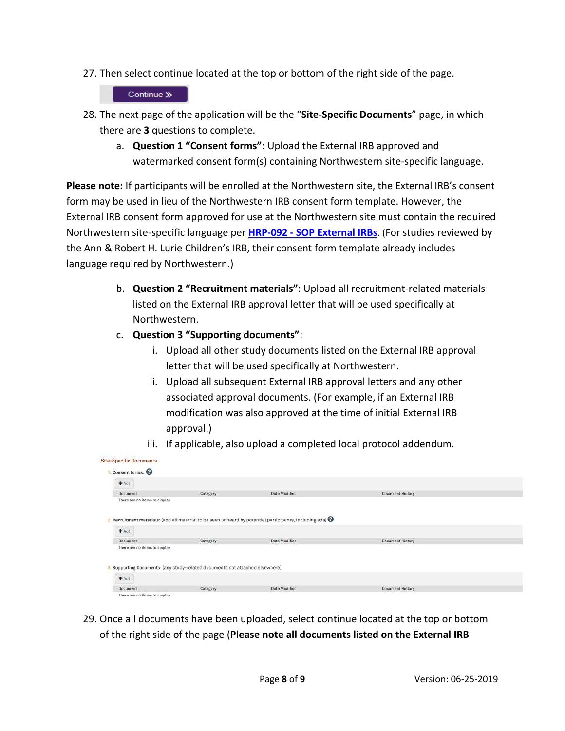27. Then select continue located at the top or bottom of the right side of the page.

Continue »

28. The next page of the application will be the "**Site-Specific Documents**" page, in which there are **3** questions to complete.
    a. **Question 1 "Consent forms"**: Upload the External IRB approved and watermarked consent form(s) containing Northwestern site-specific language.

**Please note:** If participants will be enrolled at the Northwestern site, the External IRB's consent form may be used in lieu of the Northwestern IRB consent form template. However, the External IRB consent form approved for use at the Northwestern site must contain the required Northwestern site-specific language per **HRP-092 - SOP External IRBs**. (For studies reviewed by the Ann & Robert H. Lurie Children's IRB, their consent form template already includes language required by Northwestern.)

    b. **Question 2 "Recruitment materials"**: Upload all recruitment-related materials listed on the External IRB approval letter that will be used specifically at Northwestern.
    c. **Question 3 "Supporting documents"**:
        i. Upload all other study documents listed on the External IRB approval letter that will be used specifically at Northwestern.
        ii. Upload all subsequent External IRB approval letters and any other associated approval documents. (For example, if an External IRB modification was also approved at the time of initial External IRB approval.)
        iii. If applicable, also upload a completed local protocol addendum.

Site-Specific Documents

1. Consent forms:

+ Add

| Document | Category | Date Modified | Document History |
|---|---|---|---|
| There are no items to display | | | |

2. Recruitment materials: (add all material to be seen or heard by potential participants, including ads)

+ Add

| Document | Category | Date Modified | Document History |
|---|---|---|---|
| There are no items to display | | | |

3. Supporting Documents: (any study-related documents not attached elsewhere)

+ Add

| Document | Category | Date Modified | Document History |
|---|---|---|---|
| There are no items to display | | | |

29. Once all documents have been uploaded, select continue located at the top or bottom of the right side of the page (**Please note all documents listed on the External IRB**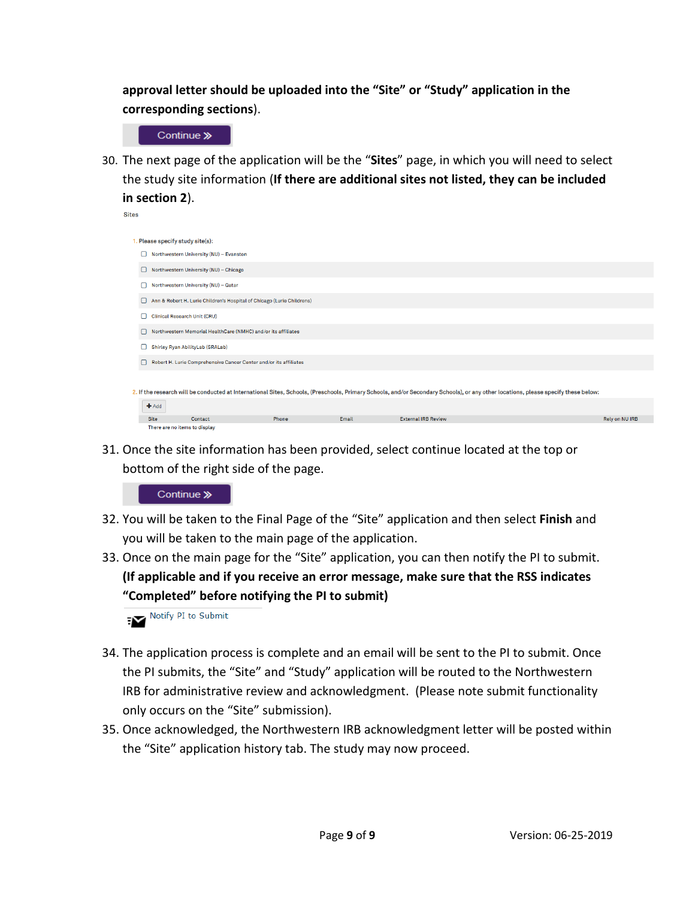**approval letter should be uploaded into the "Site" or "Study" application in the corresponding sections**).

Continue »

30. The next page of the application will be the "**Sites**" page, in which you will need to select the study site information (**If there are additional sites not listed, they can be included in section 2**).

Sites

1. Please specify study site(s):
   - Northwestern University (NU) – Evanston
   - Northwestern University (NU) – Chicago
   - Northwestern University (NU) – Qatar
   - Ann & Robert H. Lurie Children's Hospital of Chicago (Lurie Childrens)
   - Clinical Research Unit (CRU)
   - Northwestern Memorial HealthCare (NMHC) and/or its affiliates
   - Shirley Ryan AbilityLab (SRALab)
   - Robert H. Lurie Comprehensive Cancer Center and/or its affiliates

2. If the research will be conducted at International Sites, Schools, (Preschools, Primary Schools, and/or Secondary Schools), or any other locations, please specify these below:

+ Add

| Site | Contact | Phone | Email | External IRB Review | Rely on NU IRB |
|---|---|---|---|---|---|
| There are no items to display | | | | | |

31. Once the site information has been provided, select continue located at the top or bottom of the right side of the page.

Continue »

32. You will be taken to the Final Page of the "Site" application and then select **Finish** and you will be taken to the main page of the application.
33. Once on the main page for the "Site" application, you can then notify the PI to submit. **(If applicable and if you receive an error message, make sure that the RSS indicates "Completed" before notifying the PI to submit)**

Notify PI to Submit

34. The application process is complete and an email will be sent to the PI to submit. Once the PI submits, the "Site" and "Study" application will be routed to the Northwestern IRB for administrative review and acknowledgment. (Please note submit functionality only occurs on the "Site" submission).
35. Once acknowledged, the Northwestern IRB acknowledgment letter will be posted within the "Site" application history tab. The study may now proceed.

Version: 06-25-2019